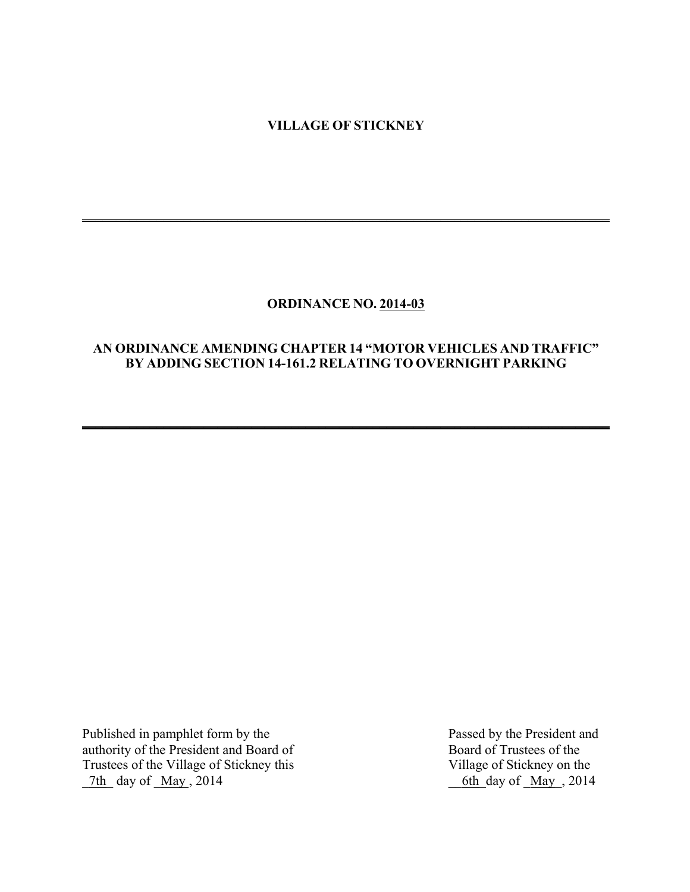**VILLAGE OF STICKNEY**

---

**ORDINANCE NO. 2014-03**

**AN ORDINANCE AMENDING CHAPTER 14 "MOTOR VEHICLES AND TRAFFIC" BY ADDING SECTION 14-161.2 RELATING TO OVERNIGHT PARKING**

---

Published in pamphlet form by the authority of the President and Board of Trustees of the Village of Stickney this 7th day of May, 2014

Passed by the President and Board of Trustees of the Village of Stickney on the 6th day of May, 2014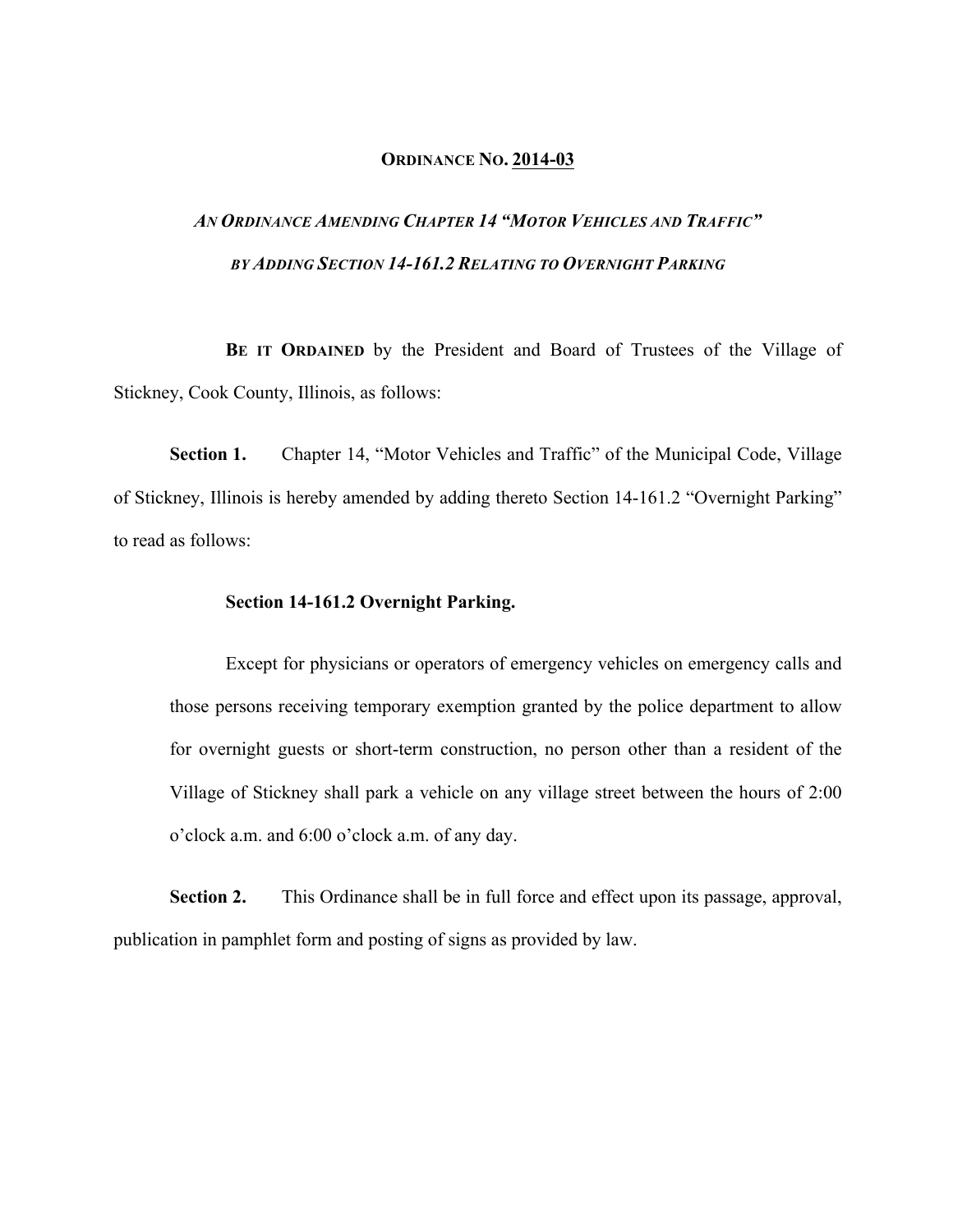**ORDINANCE NO. 2014-03**

***AN ORDINANCE AMENDING CHAPTER 14 "MOTOR VEHICLES AND TRAFFIC"***

***BY ADDING SECTION 14-161.2 RELATING TO OVERNIGHT PARKING***

**BE IT ORDAINED** by the President and Board of Trustees of the Village of Stickney, Cook County, Illinois, as follows:

**Section 1.** Chapter 14, "Motor Vehicles and Traffic" of the Municipal Code, Village of Stickney, Illinois is hereby amended by adding thereto Section 14-161.2 "Overnight Parking" to read as follows:

> **Section 14-161.2 Overnight Parking.**
>
> Except for physicians or operators of emergency vehicles on emergency calls and those persons receiving temporary exemption granted by the police department to allow for overnight guests or short-term construction, no person other than a resident of the Village of Stickney shall park a vehicle on any village street between the hours of 2:00 o'clock a.m. and 6:00 o'clock a.m. of any day.

**Section 2.** This Ordinance shall be in full force and effect upon its passage, approval, publication in pamphlet form and posting of signs as provided by law.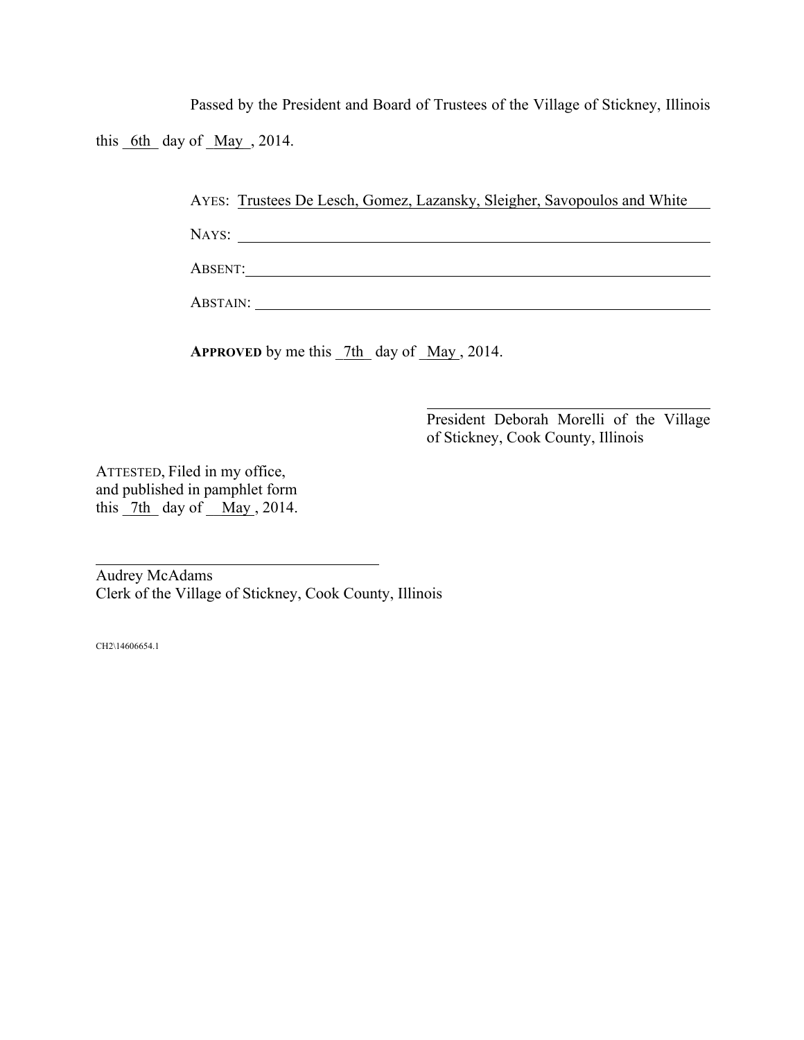Passed by the President and Board of Trustees of the Village of Stickney, Illinois this 6th day of May, 2014.

AYES: Trustees De Lesch, Gomez, Lazansky, Sleigher, Savopoulos and White

NAYS:

ABSENT:

ABSTAIN:

**APPROVED** by me this 7th day of May, 2014.

President Deborah Morelli of the Village of Stickney, Cook County, Illinois

ATTESTED, Filed in my office, and published in pamphlet form this 7th day of May, 2014.

Audrey McAdams
Clerk of the Village of Stickney, Cook County, Illinois

CH2\14606654.1